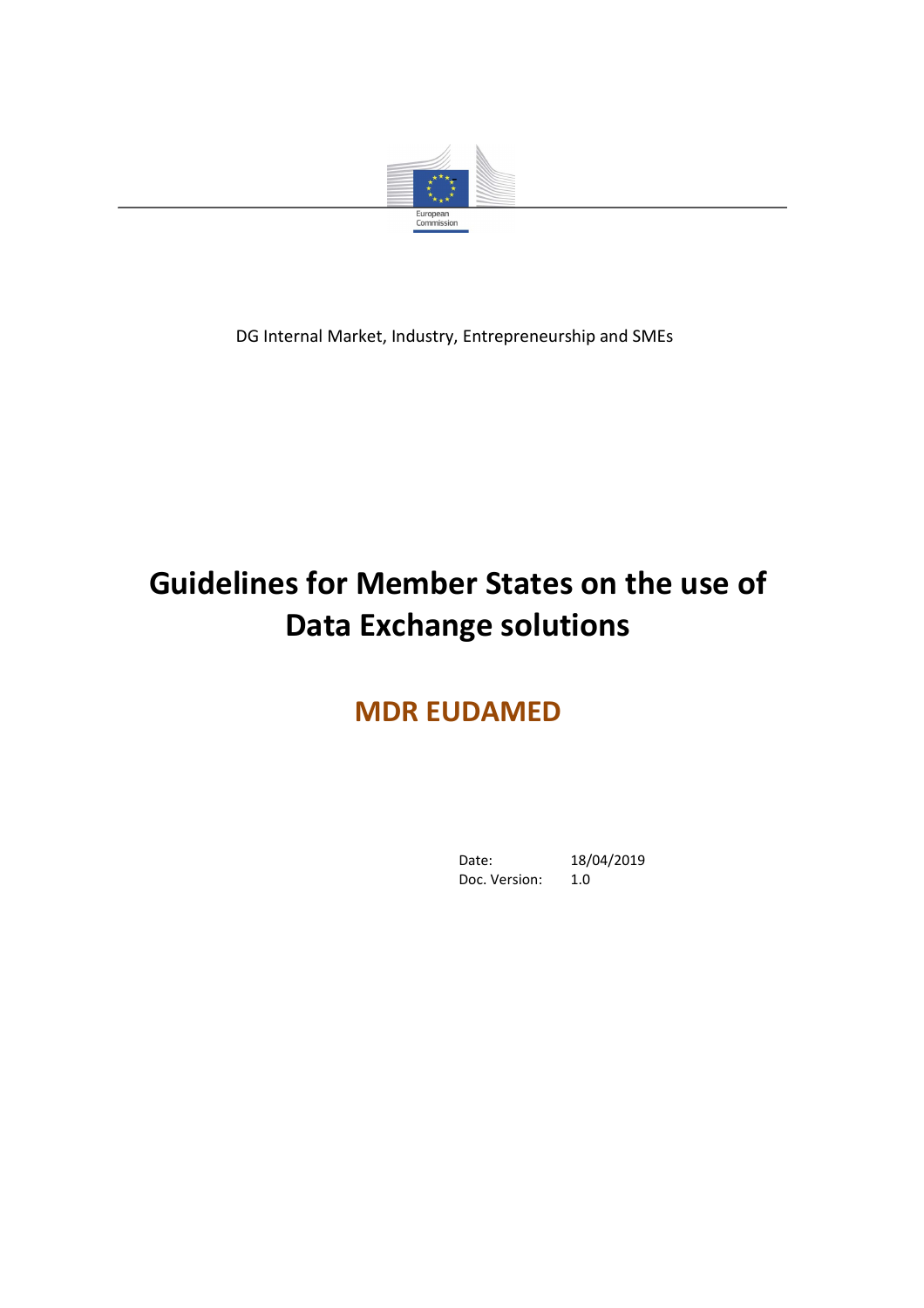European Commission

DG Internal Market, Industry, Entrepreneurship and SMEs

# Guidelines for Member States on the use of Data Exchange solutions

## MDR EUDAMED

Date: 18/04/2019
Doc. Version: 1.0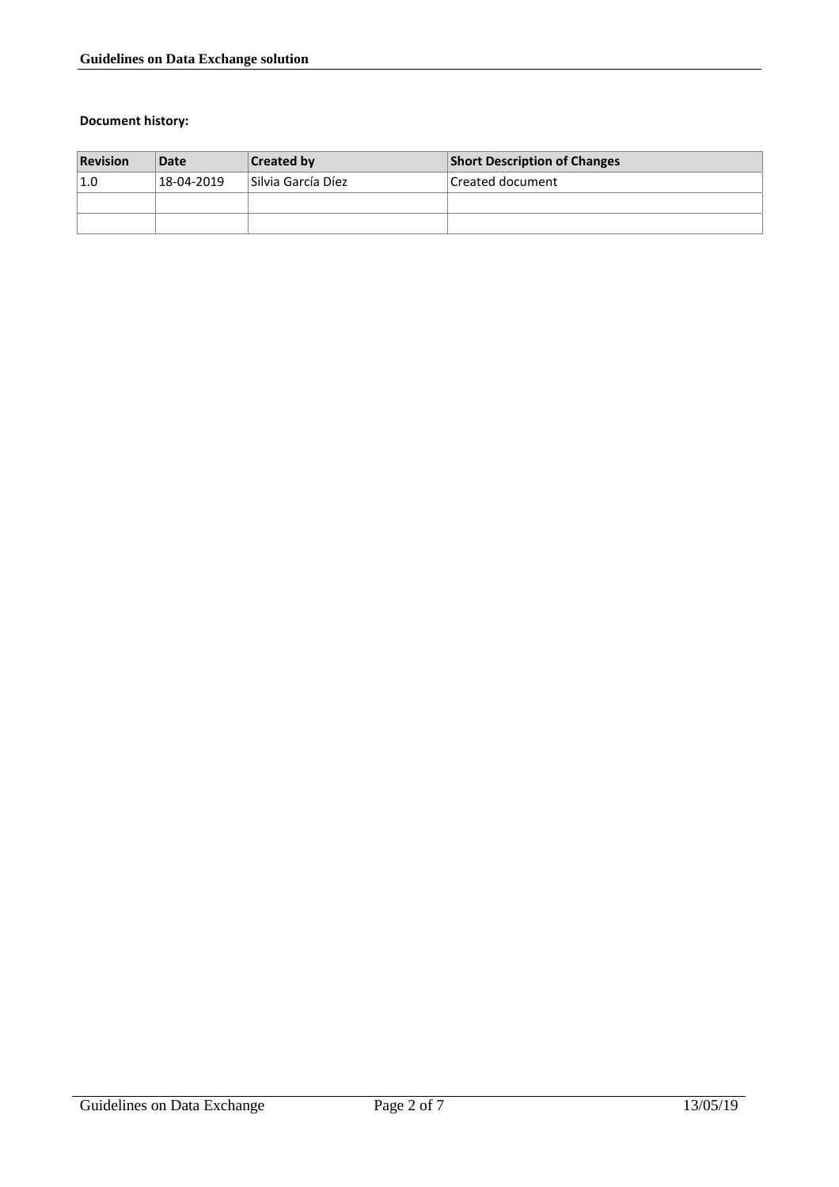**Document history:**

| Revision | Date | Created by | Short Description of Changes |
|---|---|---|---|
| 1.0 | 18-04-2019 | Silvia García Díez | Created document |
| | | | |
| | | | |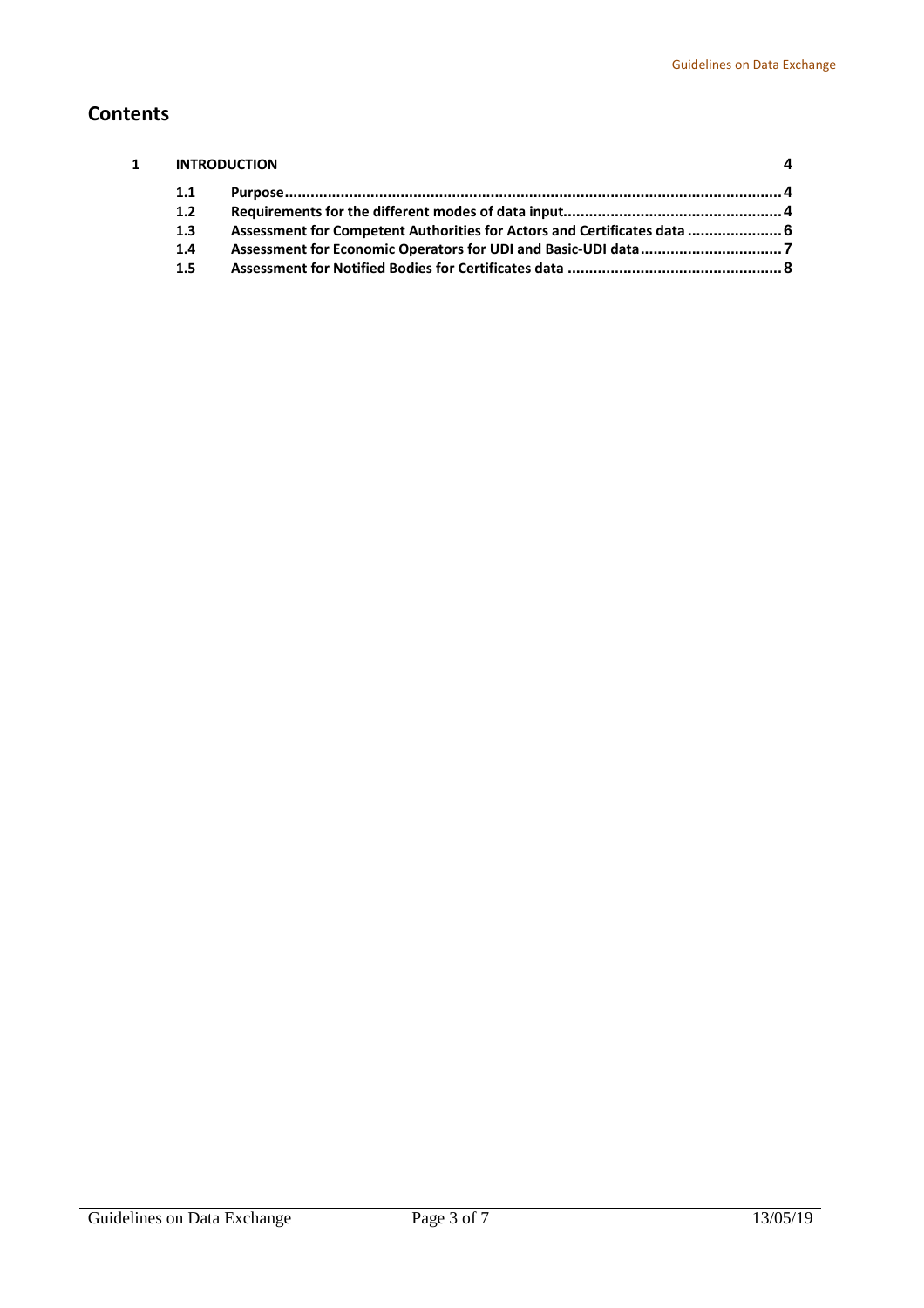## Contents

**1 INTRODUCTION** **4**

- **1.1 Purpose** **4**
- **1.2 Requirements for the different modes of data input** **4**
- **1.3 Assessment for Competent Authorities for Actors and Certificates data** **6**
- **1.4 Assessment for Economic Operators for UDI and Basic-UDI data** **7**
- **1.5 Assessment for Notified Bodies for Certificates data** **8**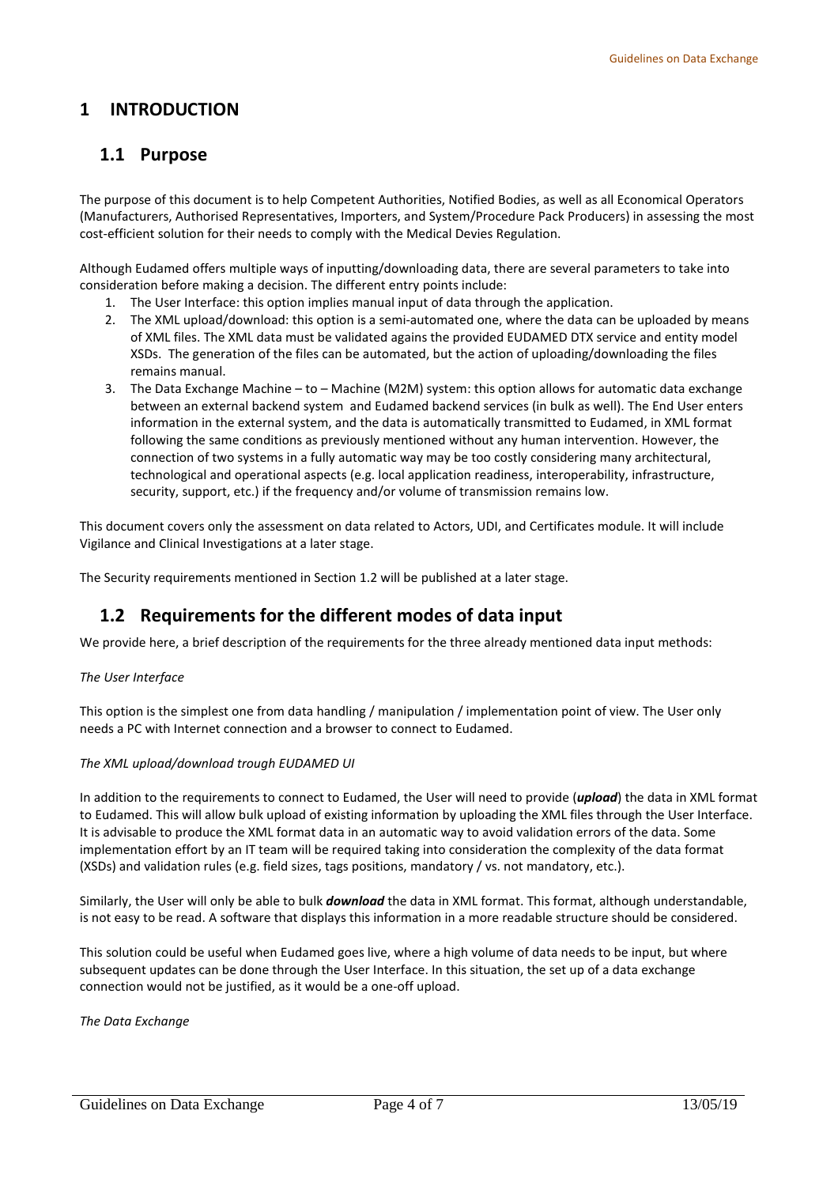# 1 INTRODUCTION

## 1.1 Purpose

The purpose of this document is to help Competent Authorities, Notified Bodies, as well as all Economical Operators (Manufacturers, Authorised Representatives, Importers, and System/Procedure Pack Producers) in assessing the most cost-efficient solution for their needs to comply with the Medical Devies Regulation.

Although Eudamed offers multiple ways of inputting/downloading data, there are several parameters to take into consideration before making a decision. The different entry points include:

1. The User Interface: this option implies manual input of data through the application.
2. The XML upload/download: this option is a semi-automated one, where the data can be uploaded by means of XML files. The XML data must be validated agains the provided EUDAMED DTX service and entity model XSDs. The generation of the files can be automated, but the action of uploading/downloading the files remains manual.
3. The Data Exchange Machine – to – Machine (M2M) system: this option allows for automatic data exchange between an external backend system and Eudamed backend services (in bulk as well). The End User enters information in the external system, and the data is automatically transmitted to Eudamed, in XML format following the same conditions as previously mentioned without any human intervention. However, the connection of two systems in a fully automatic way may be too costly considering many architectural, technological and operational aspects (e.g. local application readiness, interoperability, infrastructure, security, support, etc.) if the frequency and/or volume of transmission remains low.

This document covers only the assessment on data related to Actors, UDI, and Certificates module. It will include Vigilance and Clinical Investigations at a later stage.

The Security requirements mentioned in Section 1.2 will be published at a later stage.

## 1.2 Requirements for the different modes of data input

We provide here, a brief description of the requirements for the three already mentioned data input methods:

*The User Interface*

This option is the simplest one from data handling / manipulation / implementation point of view. The User only needs a PC with Internet connection and a browser to connect to Eudamed.

*The XML upload/download trough EUDAMED UI*

In addition to the requirements to connect to Eudamed, the User will need to provide (***upload***) the data in XML format to Eudamed. This will allow bulk upload of existing information by uploading the XML files through the User Interface. It is advisable to produce the XML format data in an automatic way to avoid validation errors of the data. Some implementation effort by an IT team will be required taking into consideration the complexity of the data format (XSDs) and validation rules (e.g. field sizes, tags positions, mandatory / vs. not mandatory, etc.).

Similarly, the User will only be able to bulk ***download*** the data in XML format. This format, although understandable, is not easy to be read. A software that displays this information in a more readable structure should be considered.

This solution could be useful when Eudamed goes live, where a high volume of data needs to be input, but where subsequent updates can be done through the User Interface. In this situation, the set up of a data exchange connection would not be justified, as it would be a one-off upload.

*The Data Exchange*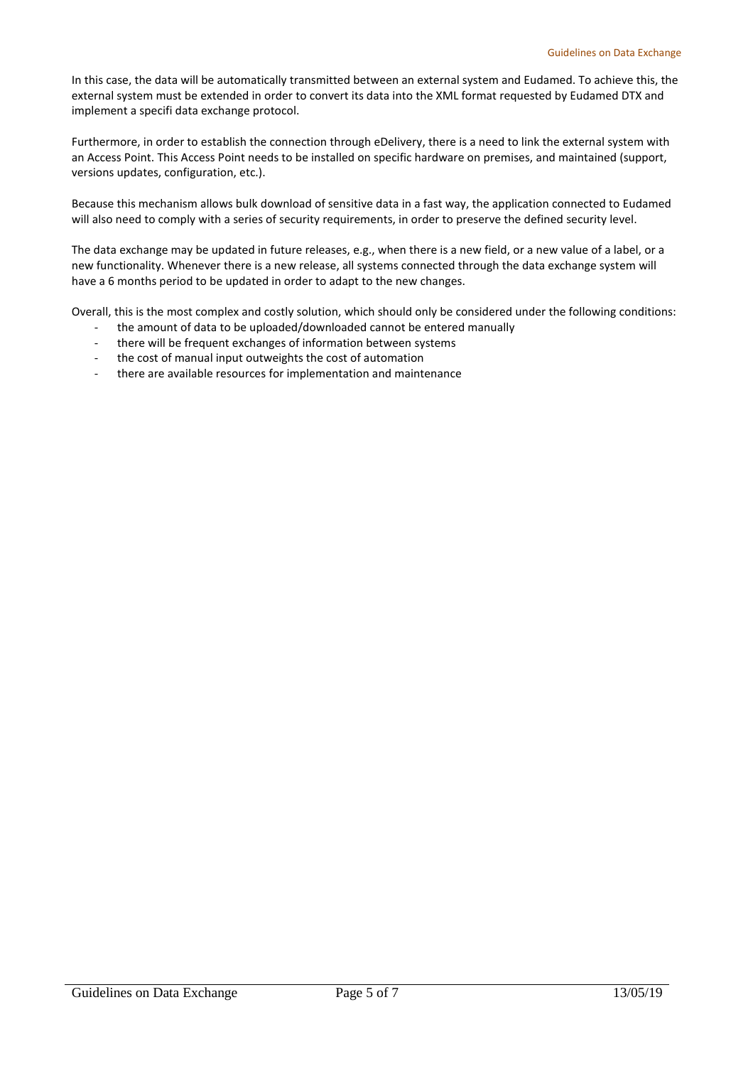In this case, the data will be automatically transmitted between an external system and Eudamed. To achieve this, the external system must be extended in order to convert its data into the XML format requested by Eudamed DTX and implement a specifi data exchange protocol.

Furthermore, in order to establish the connection through eDelivery, there is a need to link the external system with an Access Point. This Access Point needs to be installed on specific hardware on premises, and maintained (support, versions updates, configuration, etc.).

Because this mechanism allows bulk download of sensitive data in a fast way, the application connected to Eudamed will also need to comply with a series of security requirements, in order to preserve the defined security level.

The data exchange may be updated in future releases, e.g., when there is a new field, or a new value of a label, or a new functionality. Whenever there is a new release, all systems connected through the data exchange system will have a 6 months period to be updated in order to adapt to the new changes.

Overall, this is the most complex and costly solution, which should only be considered under the following conditions:

- the amount of data to be uploaded/downloaded cannot be entered manually
- there will be frequent exchanges of information between systems
- the cost of manual input outweights the cost of automation
- there are available resources for implementation and maintenance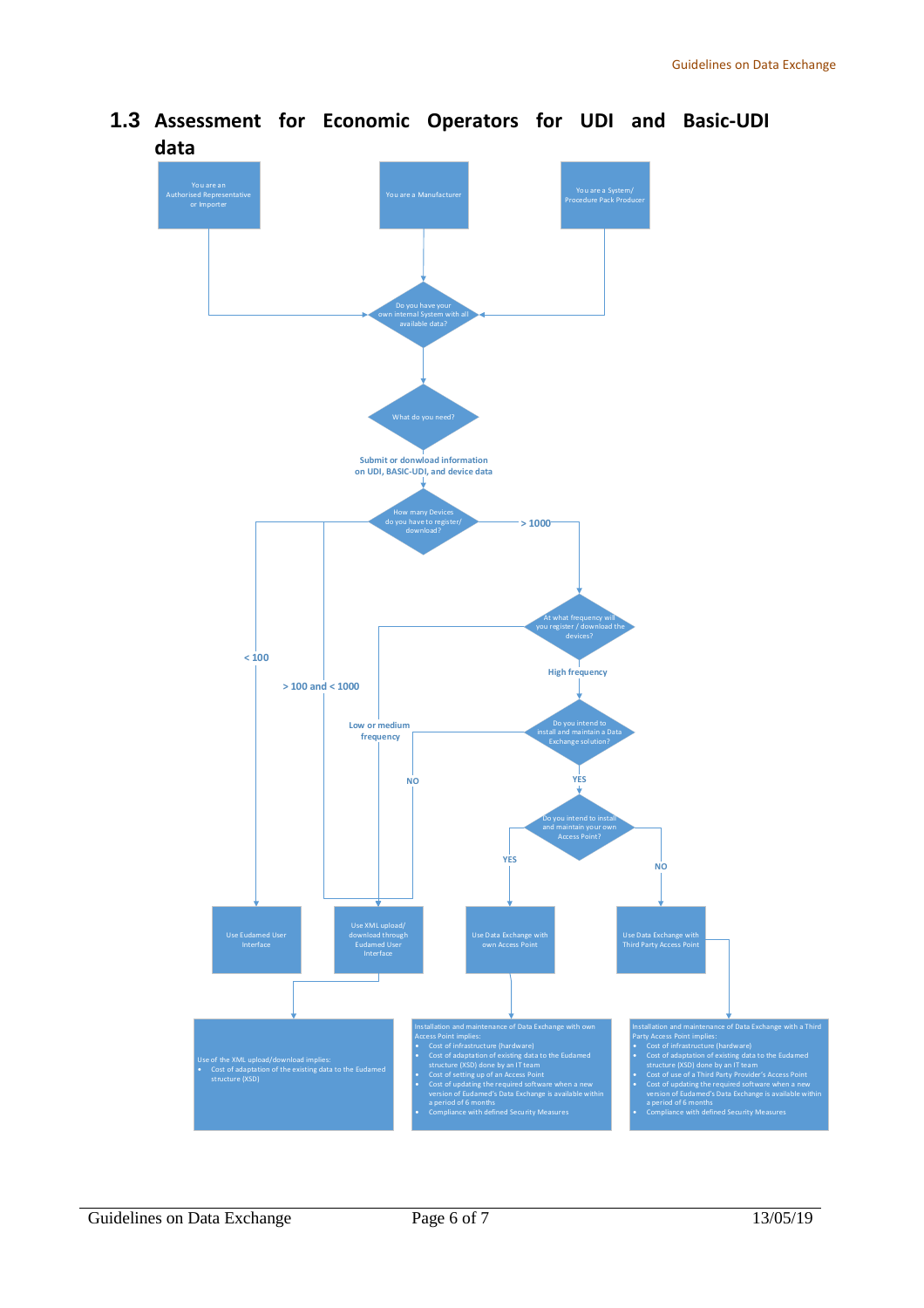## 1.3 Assessment for Economic Operators for UDI and Basic-UDI data

You are an Authorised Representative or Importer

You are a Manufacturer

You are a System/ Procedure Pack Producer

Do you have your own internal System with all available data?

What do you need?

Submit or donwload information on UDI, BASIC-UDI, and device data

How many Devices do you have to register/ download?

< 100

> 100 and < 1000

> 1000

At what frequency will you register / download the devices?

Low or medium frequency

High frequency

Do you intend to install and maintain a Data Exchange solution?

NO

YES

Do you intend to install and maintain your own Access Point?

YES

NO

Use Eudamed User Interface

Use XML upload/ download through Eudamed User Interface

Use Data Exchange with own Access Point

Use Data Exchange with Third Party Access Point

Use of the XML upload/download implies:

- Cost of adaptation of the existing data to the Eudamed structure (XSD)

Installation and maintenance of Data Exchange with own Access Point implies:

- Cost of infrastructure (hardware)
- Cost of adaptation of existing data to the Eudamed structure (XSD) done by an IT team
- Cost of setting up of an Access Point
- Cost of updating the required software when a new version of Eudamed's Data Exchange is available within a period of 6 months
- Compliance with defined Security Measures

Installation and maintenance of Data Exchange with a Third Party Access Point implies:

- Cost of infrastructure (hardware)
- Cost of adaptation of existing data to the Eudamed structure (XSD) done by an IT team
- Cost of use of a Third Party Provider's Access Point
- Cost of updating the required software when a new version of Eudamed's Data Exchange is available within a period of 6 months
- Compliance with defined Security Measures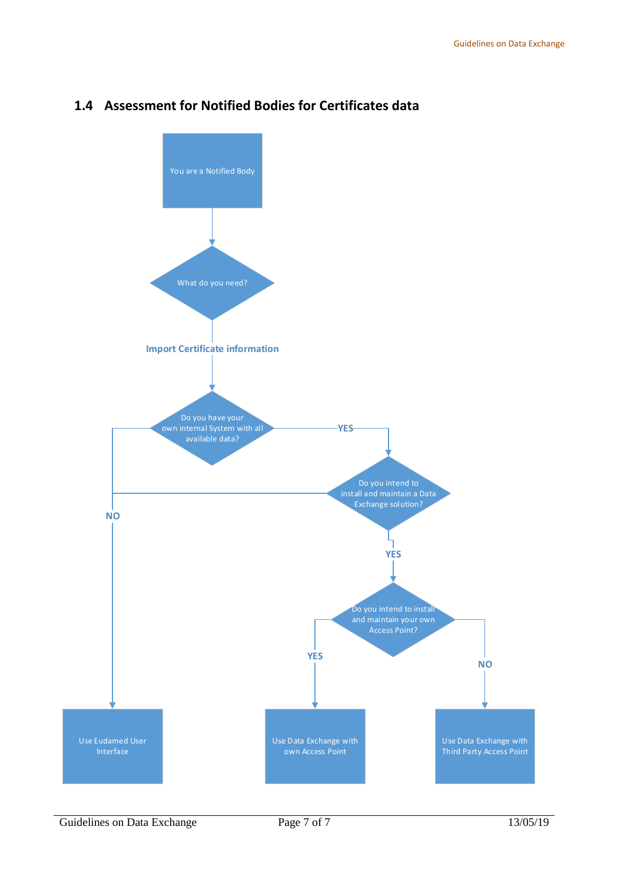## 1.4 Assessment for Notified Bodies for Certificates data

You are a Notified Body

What do you need?

Import Certificate information

Do you have your own internal System with all available data?

YES

Do you intend to install and maintain a Data Exchange solution?

NO

YES

Do you intend to install and maintain your own Access Point?

YES

NO

Use Eudamed User Interface

Use Data Exchange with own Access Point

Use Data Exchange with Third Party Access Point